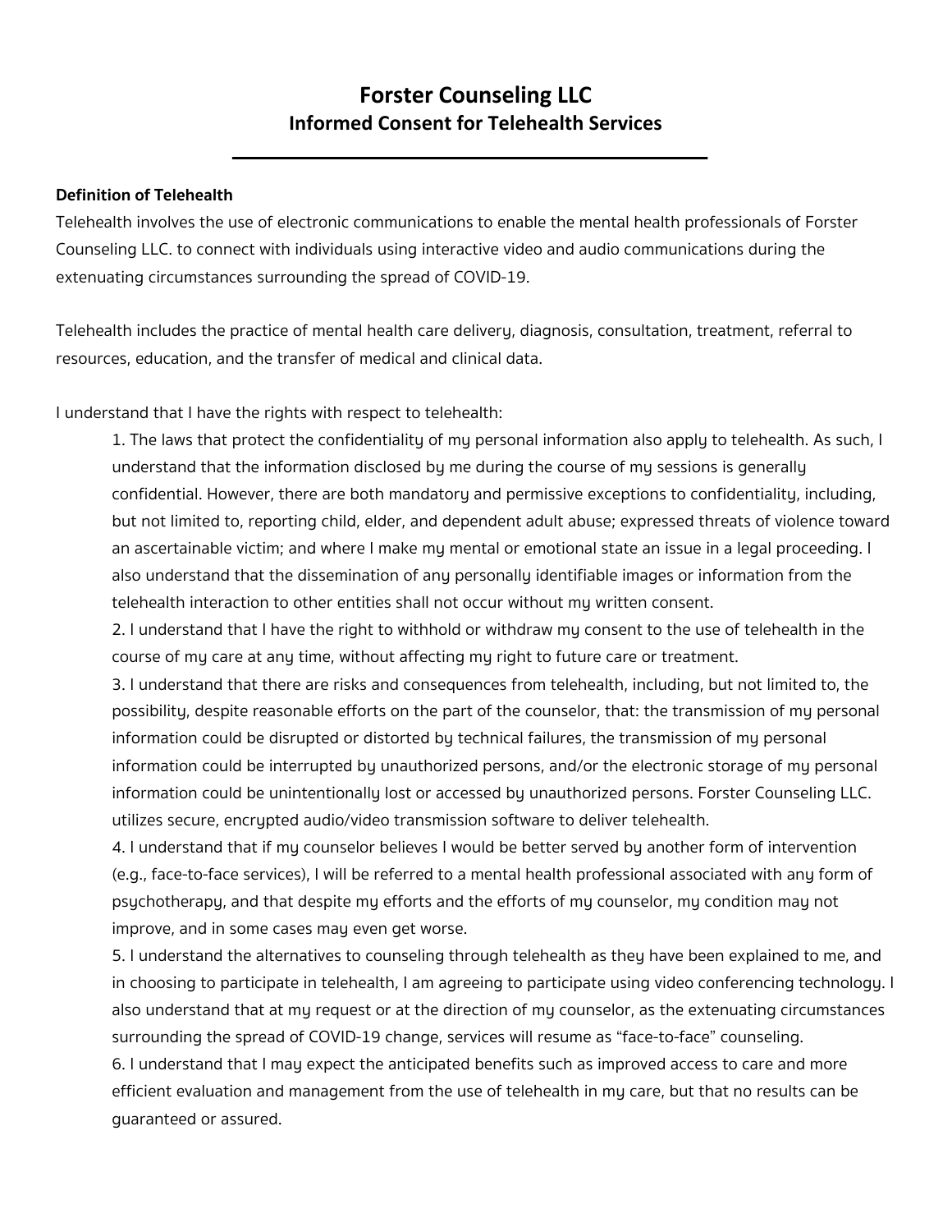# Forster Counseling LLC

## Informed Consent for Telehealth Services

---

**Definition of Telehealth**

Telehealth involves the use of electronic communications to enable the mental health professionals of Forster Counseling LLC. to connect with individuals using interactive video and audio communications during the extenuating circumstances surrounding the spread of COVID-19.

Telehealth includes the practice of mental health care delivery, diagnosis, consultation, treatment, referral to resources, education, and the transfer of medical and clinical data.

I understand that I have the rights with respect to telehealth:

1. The laws that protect the confidentiality of my personal information also apply to telehealth. As such, I understand that the information disclosed by me during the course of my sessions is generally confidential. However, there are both mandatory and permissive exceptions to confidentiality, including, but not limited to, reporting child, elder, and dependent adult abuse; expressed threats of violence toward an ascertainable victim; and where I make my mental or emotional state an issue in a legal proceeding. I also understand that the dissemination of any personally identifiable images or information from the telehealth interaction to other entities shall not occur without my written consent.
2. I understand that I have the right to withhold or withdraw my consent to the use of telehealth in the course of my care at any time, without affecting my right to future care or treatment.
3. I understand that there are risks and consequences from telehealth, including, but not limited to, the possibility, despite reasonable efforts on the part of the counselor, that: the transmission of my personal information could be disrupted or distorted by technical failures, the transmission of my personal information could be interrupted by unauthorized persons, and/or the electronic storage of my personal information could be unintentionally lost or accessed by unauthorized persons. Forster Counseling LLC. utilizes secure, encrypted audio/video transmission software to deliver telehealth.
4. I understand that if my counselor believes I would be better served by another form of intervention (e.g., face-to-face services), I will be referred to a mental health professional associated with any form of psychotherapy, and that despite my efforts and the efforts of my counselor, my condition may not improve, and in some cases may even get worse.
5. I understand the alternatives to counseling through telehealth as they have been explained to me, and in choosing to participate in telehealth, I am agreeing to participate using video conferencing technology. I also understand that at my request or at the direction of my counselor, as the extenuating circumstances surrounding the spread of COVID-19 change, services will resume as "face-to-face" counseling.
6. I understand that I may expect the anticipated benefits such as improved access to care and more efficient evaluation and management from the use of telehealth in my care, but that no results can be guaranteed or assured.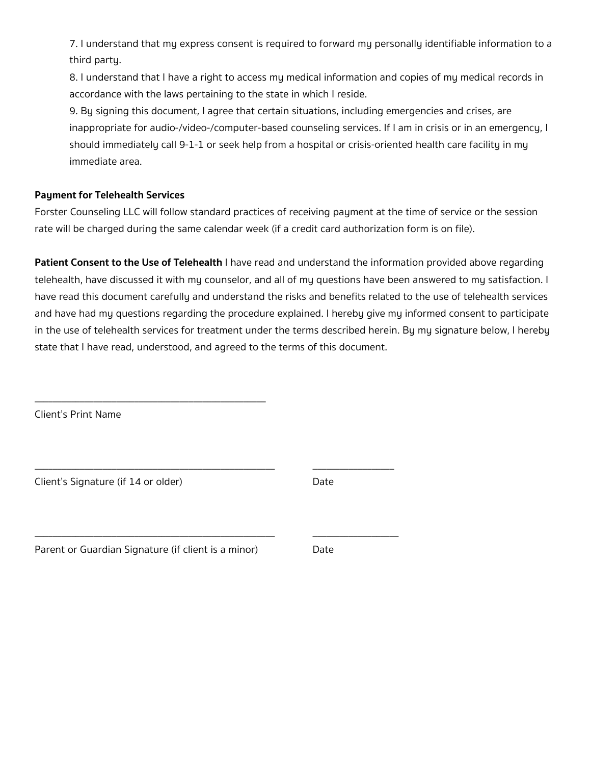7. I understand that my express consent is required to forward my personally identifiable information to a third party.
8. I understand that I have a right to access my medical information and copies of my medical records in accordance with the laws pertaining to the state in which I reside.
9. By signing this document, I agree that certain situations, including emergencies and crises, are inappropriate for audio-/video-/computer-based counseling services. If I am in crisis or in an emergency, I should immediately call 9-1-1 or seek help from a hospital or crisis-oriented health care facility in my immediate area.

**Payment for Telehealth Services**

Forster Counseling LLC will follow standard practices of receiving payment at the time of service or the session rate will be charged during the same calendar week (if a credit card authorization form is on file).

**Patient Consent to the Use of Telehealth** I have read and understand the information provided above regarding telehealth, have discussed it with my counselor, and all of my questions have been answered to my satisfaction. I have read this document carefully and understand the risks and benefits related to the use of telehealth services and have had my questions regarding the procedure explained. I hereby give my informed consent to participate in the use of telehealth services for treatment under the terms described herein. By my signature below, I hereby state that I have read, understood, and agreed to the terms of this document.

______________________________________________

Client's Print Name

______________________________________________ ________________

Client's Signature (if 14 or older) Date

______________________________________________ _________________

Parent or Guardian Signature (if client is a minor) Date